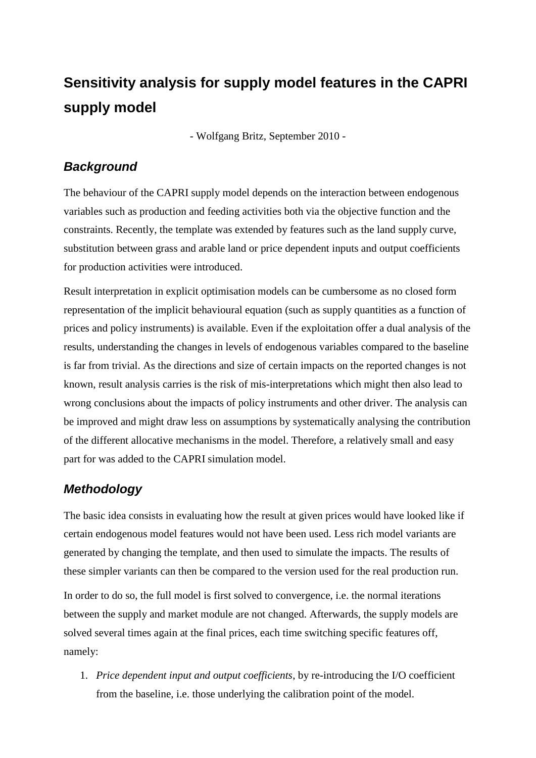# Sensitivity analysis for supply model features in the CAPRI supply model

- Wolfgang Britz, September 2010 -

## *Background*

The behaviour of the CAPRI supply model depends on the interaction between endogenous variables such as production and feeding activities both via the objective function and the constraints. Recently, the template was extended by features such as the land supply curve, substitution between grass and arable land or price dependent inputs and output coefficients for production activities were introduced.

Result interpretation in explicit optimisation models can be cumbersome as no closed form representation of the implicit behavioural equation (such as supply quantities as a function of prices and policy instruments) is available. Even if the exploitation offer a dual analysis of the results, understanding the changes in levels of endogenous variables compared to the baseline is far from trivial. As the directions and size of certain impacts on the reported changes is not known, result analysis carries is the risk of mis-interpretations which might then also lead to wrong conclusions about the impacts of policy instruments and other driver. The analysis can be improved and might draw less on assumptions by systematically analysing the contribution of the different allocative mechanisms in the model. Therefore, a relatively small and easy part for was added to the CAPRI simulation model.

## *Methodology*

The basic idea consists in evaluating how the result at given prices would have looked like if certain endogenous model features would not have been used. Less rich model variants are generated by changing the template, and then used to simulate the impacts. The results of these simpler variants can then be compared to the version used for the real production run.

In order to do so, the full model is first solved to convergence, i.e. the normal iterations between the supply and market module are not changed. Afterwards, the supply models are solved several times again at the final prices, each time switching specific features off, namely:

1. *Price dependent input and output coefficients*, by re-introducing the I/O coefficient from the baseline, i.e. those underlying the calibration point of the model.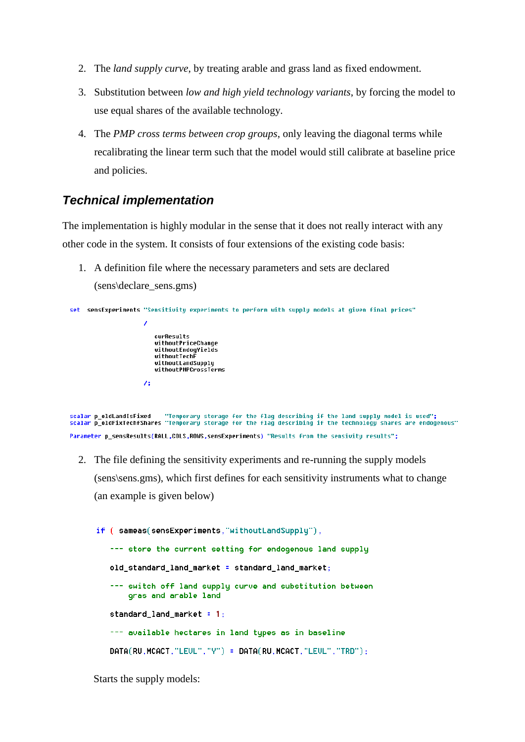2. The *land supply curve*, by treating arable and grass land as fixed endowment.
3. Substitution between *low and high yield technology variants*, by forcing the model to use equal shares of the available technology.
4. The *PMP cross terms between crop groups*, only leaving the diagonal terms while recalibrating the linear term such that the model would still calibrate at baseline price and policies.

### *Technical implementation*

The implementation is highly modular in the sense that it does not really interact with any other code in the system. It consists of four extensions of the existing code basis:

1. A definition file where the necessary parameters and sets are declared (sens\declare_sens.gms)

```
set  sensExperiments "Sensitivity experiments to perform with supply models at given final prices"
                  /
                     curResults
                     withoutPriceChange
                     withoutEndogYields
                     withoutTechF
                     withoutLandSupply
                     withoutPMPCrossTerms

                  /;


scalar p_oldLandIsFixed    "Temporary storage for the flag describing if the land supply model is used";
scalar p_oldFixTechfShares "Temporary storage for the flag describing if the technology shares are endogenous"

Parameter p_sensResults(RALL,COLS,ROWS,sensExperiments) "Results from the sensivity results";
```

2. The file defining the sensitivity experiments and re-running the supply models (sens\sens.gms), which first defines for each sensitivity instruments what to change (an example is given below)

```
if ( sameas(sensExperiments,"withoutLandSupply"),

   --- store the current setting for endogenous land supply

   old_standard_land_market = standard_land_market;

   --- switch off land supply curve and substitution between
       gras and arable land

   standard_land_market = 1;

   --- available hectares in land types as in baseline

   DATA(RU,MCACT,"LEVL","Y") = DATA(RU,MCACT,"LEVL","TRD");
```

Starts the supply models: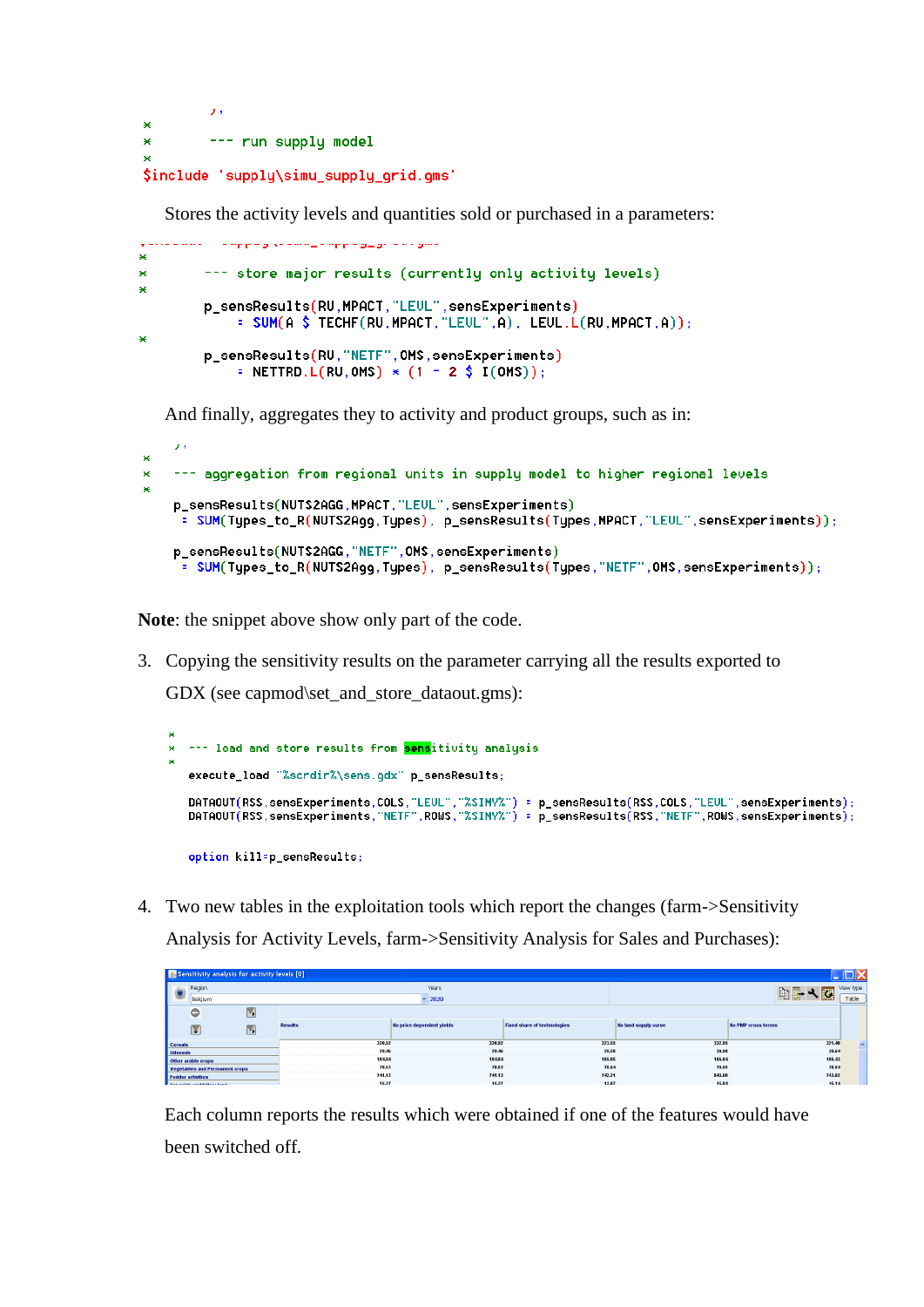```
   );
*
*       --- run supply model
*
$include 'supply\simu_supply_grid.gms'
```

Stores the activity levels and quantities sold or purchased in a parameters:

```
*
*       --- store major results (currently only activity levels)
*
        p_sensResults(RU,MPACT,"LEVL",sensExperiments)
            = SUM(A $ TECHF(RU,MPACT,"LEVL",A), LEVL.L(RU,MPACT,A));
*
        p_sensResults(RU,"NETF",OMS,sensExperiments)
            = NETTRD.L(RU,OMS) * (1 - 2 $ I(OMS));
```

And finally, aggregates they to activity and product groups, such as in:

```
   );
*
*   --- aggregation from regional units in supply model to higher regional levels
*
   p_sensResults(NUTS2AGG,MPACT,"LEVL",sensExperiments)
     = SUM(Types_to_R(NUTS2Agg,Types), p_sensResults(Types,MPACT,"LEVL",sensExperiments));

   p_sensResults(NUTS2AGG,"NETF",OMS,sensExperiments)
     = SUM(Types_to_R(NUTS2Agg,Types), p_sensResults(Types,"NETF",OMS,sensExperiments));
```

**Note**: the snippet above show only part of the code.

3. Copying the sensitivity results on the parameter carrying all the results exported to GDX (see capmod\set_and_store_dataout.gms):

```
*
*  --- load and store results from sensitivity analysis
*
   execute_load "%scrdir%\sens.gdx" p_sensResults;

   DATAOUT(RS$,sensExperiments,COLS,"LEVL","%SIMY%") = p_sensResults(RS$,COLS,"LEVL",sensExperiments);
   DATAOUT(RS$,sensExperiments,"NETF",ROWS,"%SIMY%") = p_sensResults(RS$,"NETF",ROWS,sensExperiments);


   option kill=p_sensResults;
```

4. Two new tables in the exploitation tools which report the changes (farm->Sensitivity Analysis for Activity Levels, farm->Sensitivity Analysis for Sales and Purchases):

| Results | No price dependent yields | Fixed share of technologies | No land supply curve | No PMP cross terms |
|---|---|---|---|---|
| Cereals 320.92 | 320.92 | 321.55 | 332.56 | 326.40 |
| Oilseeds 29.46 | 29.46 | 29.58 | 28.98 | 30.64 |
| Other arable crops 104.84 | 104.84 | 105.06 | 106.04 | 105.43 |
| Vegetables and Permanent crops 78.63 | 78.63 | 78.64 | 78.65 | 78.64 |
| Fodder activities 741.13 | 741.13 | 742.21 | 843.60 | 743.82 |

Each column reports the results which were obtained if one of the features would have been switched off.